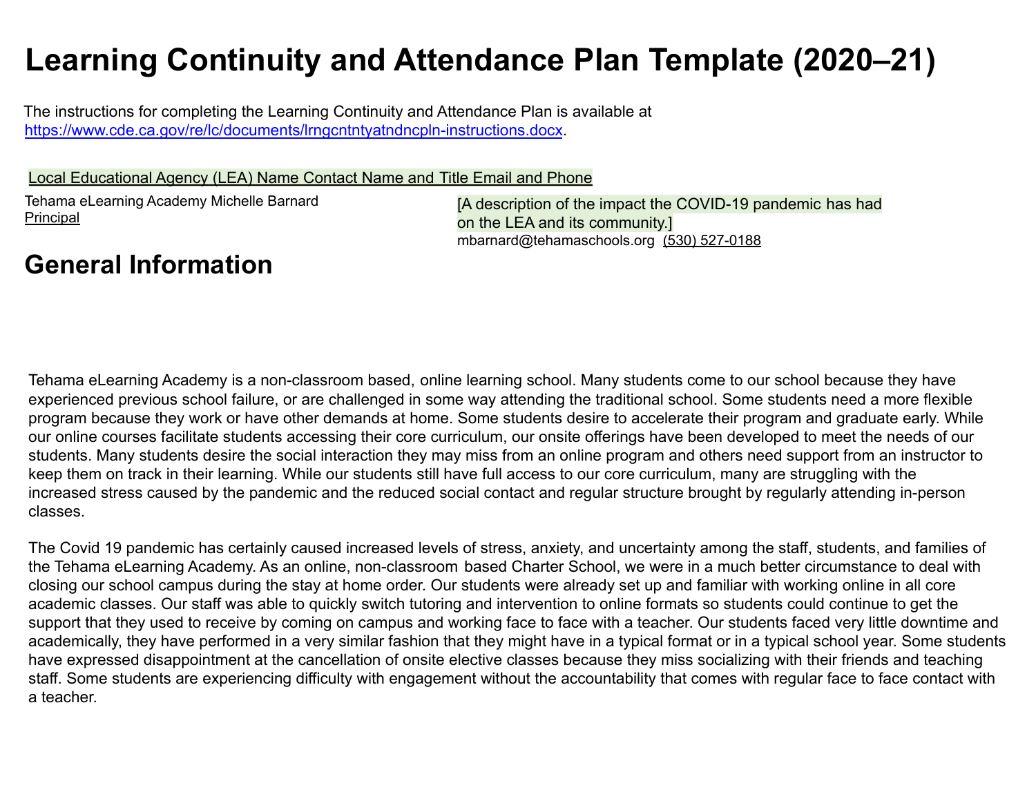# Learning Continuity and Attendance Plan Template (2020–21)

The instructions for completing the Learning Continuity and Attendance Plan is available at https://www.cde.ca.gov/re/lc/documents/lrngcntntyatndncpln-instructions.docx.

| Local Educational Agency (LEA) Name | Contact Name and Title | Email and Phone |
| --- | --- | --- |
| Tehama eLearning Academy | Michelle Barnard<br>Principal | mbarnard@tehamaschools.org (530) 527-0188 |

## General Information

[A description of the impact the COVID-19 pandemic has had on the LEA and its community.]

Tehama eLearning Academy is a non-classroom based, online learning school. Many students come to our school because they have experienced previous school failure, or are challenged in some way attending the traditional school. Some students need a more flexible program because they work or have other demands at home. Some students desire to accelerate their program and graduate early. While our online courses facilitate students accessing their core curriculum, our onsite offerings have been developed to meet the needs of our students. Many students desire the social interaction they may miss from an online program and others need support from an instructor to keep them on track in their learning. While our students still have full access to our core curriculum, many are struggling with the increased stress caused by the pandemic and the reduced social contact and regular structure brought by regularly attending in-person classes.

The Covid 19 pandemic has certainly caused increased levels of stress, anxiety, and uncertainty among the staff, students, and families of the Tehama eLearning Academy. As an online, non-classroom based Charter School, we were in a much better circumstance to deal with closing our school campus during the stay at home order. Our students were already set up and familiar with working online in all core academic classes. Our staff was able to quickly switch tutoring and intervention to online formats so students could continue to get the support that they used to receive by coming on campus and working face to face with a teacher. Our students faced very little downtime and academically, they have performed in a very similar fashion that they might have in a typical format or in a typical school year. Some students have expressed disappointment at the cancellation of onsite elective classes because they miss socializing with their friends and teaching staff. Some students are experiencing difficulty with engagement without the accountability that comes with regular face to face contact with a teacher.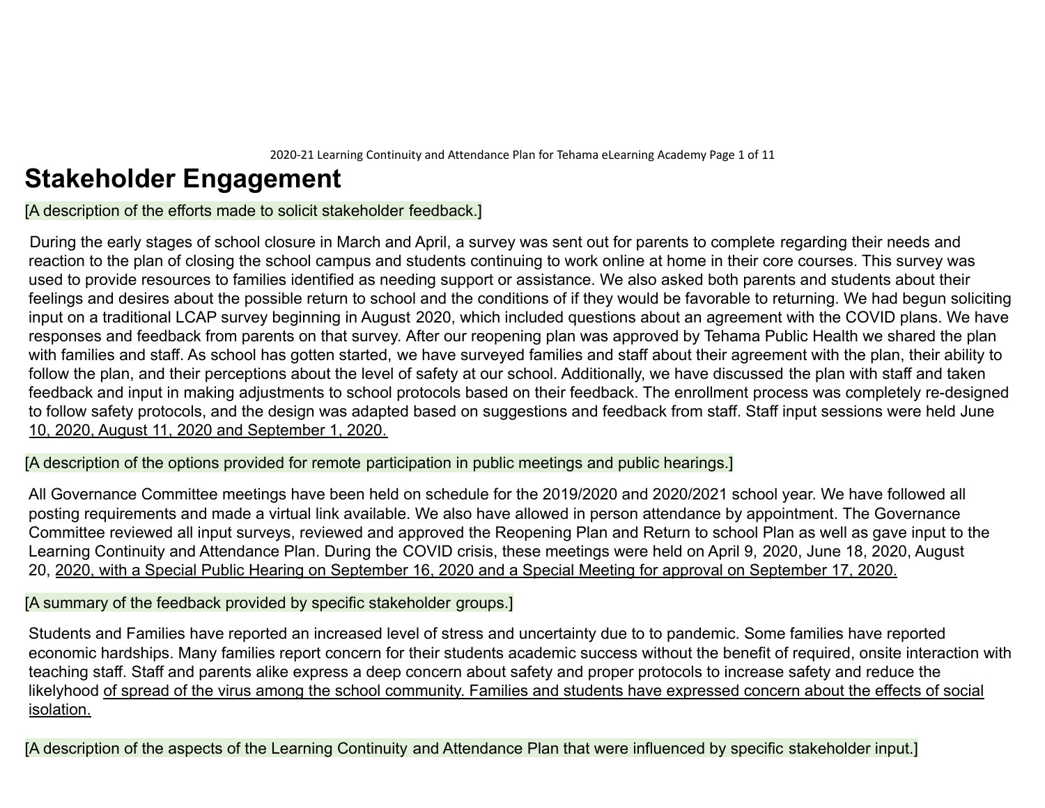## Stakeholder Engagement

[A description of the efforts made to solicit stakeholder feedback.]

During the early stages of school closure in March and April, a survey was sent out for parents to complete regarding their needs and reaction to the plan of closing the school campus and students continuing to work online at home in their core courses. This survey was used to provide resources to families identified as needing support or assistance. We also asked both parents and students about their feelings and desires about the possible return to school and the conditions of if they would be favorable to returning. We had begun soliciting input on a traditional LCAP survey beginning in August 2020, which included questions about an agreement with the COVID plans. We have responses and feedback from parents on that survey. After our reopening plan was approved by Tehama Public Health we shared the plan with families and staff. As school has gotten started, we have surveyed families and staff about their agreement with the plan, their ability to follow the plan, and their perceptions about the level of safety at our school. Additionally, we have discussed the plan with staff and taken feedback and input in making adjustments to school protocols based on their feedback. The enrollment process was completely re-designed to follow safety protocols, and the design was adapted based on suggestions and feedback from staff. Staff input sessions were held June 10, 2020, August 11, 2020 and September 1, 2020.

[A description of the options provided for remote participation in public meetings and public hearings.]

All Governance Committee meetings have been held on schedule for the 2019/2020 and 2020/2021 school year. We have followed all posting requirements and made a virtual link available. We also have allowed in person attendance by appointment. The Governance Committee reviewed all input surveys, reviewed and approved the Reopening Plan and Return to school Plan as well as gave input to the Learning Continuity and Attendance Plan. During the COVID crisis, these meetings were held on April 9, 2020, June 18, 2020, August 20, 2020, with a Special Public Hearing on September 16, 2020 and a Special Meeting for approval on September 17, 2020.

[A summary of the feedback provided by specific stakeholder groups.]

Students and Families have reported an increased level of stress and uncertainty due to to pandemic. Some families have reported economic hardships. Many families report concern for their students academic success without the benefit of required, onsite interaction with teaching staff. Staff and parents alike express a deep concern about safety and proper protocols to increase safety and reduce the likelyhood of spread of the virus among the school community. Families and students have expressed concern about the effects of social isolation.

[A description of the aspects of the Learning Continuity and Attendance Plan that were influenced by specific stakeholder input.]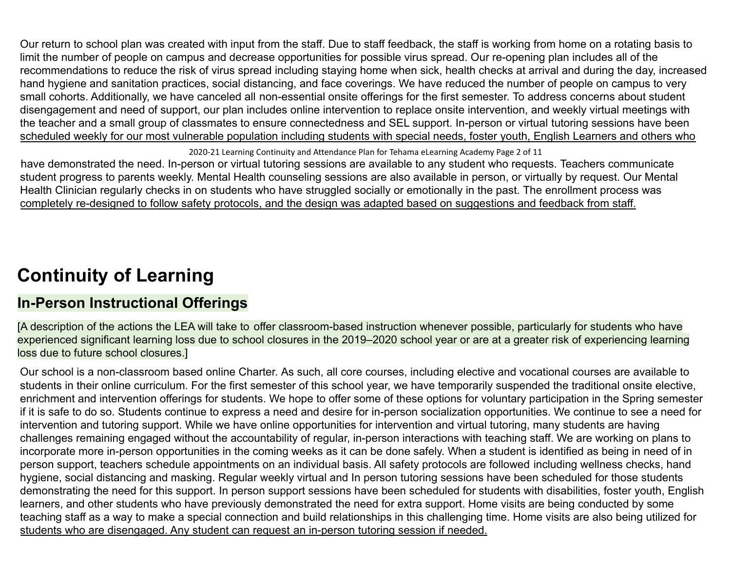Our return to school plan was created with input from the staff. Due to staff feedback, the staff is working from home on a rotating basis to limit the number of people on campus and decrease opportunities for possible virus spread. Our re-opening plan includes all of the recommendations to reduce the risk of virus spread including staying home when sick, health checks at arrival and during the day, increased hand hygiene and sanitation practices, social distancing, and face coverings. We have reduced the number of people on campus to very small cohorts. Additionally, we have canceled all non-essential onsite offerings for the first semester. To address concerns about student disengagement and need of support, our plan includes online intervention to replace onsite intervention, and weekly virtual meetings with the teacher and a small group of classmates to ensure connectedness and SEL support. In-person or virtual tutoring sessions have been scheduled weekly for our most vulnerable population including students with special needs, foster youth, English Learners and others who have demonstrated the need. In-person or virtual tutoring sessions are available to any student who requests. Teachers communicate student progress to parents weekly. Mental Health counseling sessions are also available in person, or virtually by request. Our Mental Health Clinician regularly checks in on students who have struggled socially or emotionally in the past. The enrollment process was completely re-designed to follow safety protocols, and the design was adapted based on suggestions and feedback from staff.

# Continuity of Learning

## In-Person Instructional Offerings

[A description of the actions the LEA will take to offer classroom-based instruction whenever possible, particularly for students who have experienced significant learning loss due to school closures in the 2019–2020 school year or are at a greater risk of experiencing learning loss due to future school closures.]

Our school is a non-classroom based online Charter. As such, all core courses, including elective and vocational courses are available to students in their online curriculum. For the first semester of this school year, we have temporarily suspended the traditional onsite elective, enrichment and intervention offerings for students. We hope to offer some of these options for voluntary participation in the Spring semester if it is safe to do so. Students continue to express a need and desire for in-person socialization opportunities. We continue to see a need for intervention and tutoring support. While we have online opportunities for intervention and virtual tutoring, many students are having challenges remaining engaged without the accountability of regular, in-person interactions with teaching staff. We are working on plans to incorporate more in-person opportunities in the coming weeks as it can be done safely. When a student is identified as being in need of in person support, teachers schedule appointments on an individual basis. All safety protocols are followed including wellness checks, hand hygiene, social distancing and masking. Regular weekly virtual and In person tutoring sessions have been scheduled for those students demonstrating the need for this support. In person support sessions have been scheduled for students with disabilities, foster youth, English learners, and other students who have previously demonstrated the need for extra support. Home visits are being conducted by some teaching staff as a way to make a special connection and build relationships in this challenging time. Home visits are also being utilized for students who are disengaged. Any student can request an in-person tutoring session if needed.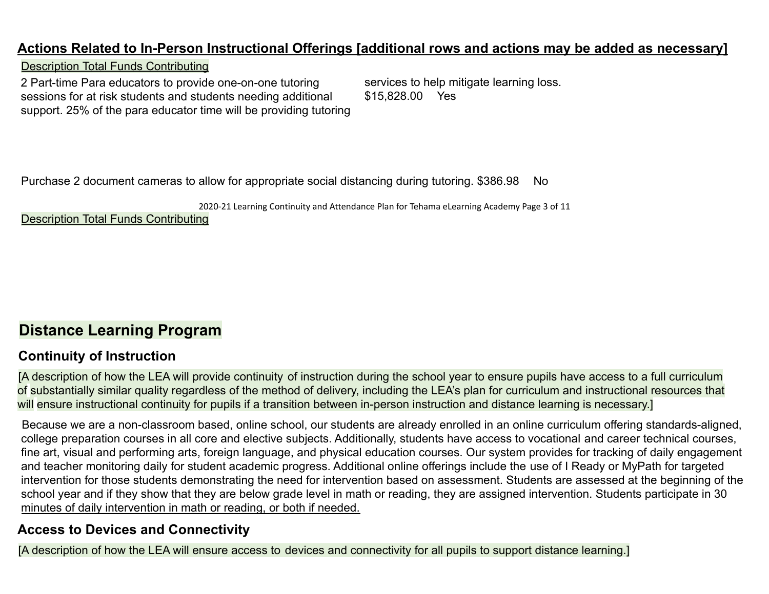## Actions Related to In-Person Instructional Offerings [additional rows and actions may be added as necessary]

| Description | Total Funds | Contributing |
| --- | --- | --- |
| 2 Part-time Para educators to provide one-on-one tutoring sessions for at risk students and students needing additional support. 25% of the para educator time will be providing tutoring services to help mitigate learning loss. | $15,828.00 | Yes |
| Purchase 2 document cameras to allow for appropriate social distancing during tutoring. | $386.98 | No |

| Description | Total Funds | Contributing |
| --- | --- | --- |

## Distance Learning Program

### Continuity of Instruction

[A description of how the LEA will provide continuity of instruction during the school year to ensure pupils have access to a full curriculum of substantially similar quality regardless of the method of delivery, including the LEA's plan for curriculum and instructional resources that will ensure instructional continuity for pupils if a transition between in-person instruction and distance learning is necessary.]

Because we are a non-classroom based, online school, our students are already enrolled in an online curriculum offering standards-aligned, college preparation courses in all core and elective subjects. Additionally, students have access to vocational and career technical courses, fine art, visual and performing arts, foreign language, and physical education courses. Our system provides for tracking of daily engagement and teacher monitoring daily for student academic progress. Additional online offerings include the use of I Ready or MyPath for targeted intervention for those students demonstrating the need for intervention based on assessment. Students are assessed at the beginning of the school year and if they show that they are below grade level in math or reading, they are assigned intervention. Students participate in 30 minutes of daily intervention in math or reading, or both if needed.

### Access to Devices and Connectivity

[A description of how the LEA will ensure access to devices and connectivity for all pupils to support distance learning.]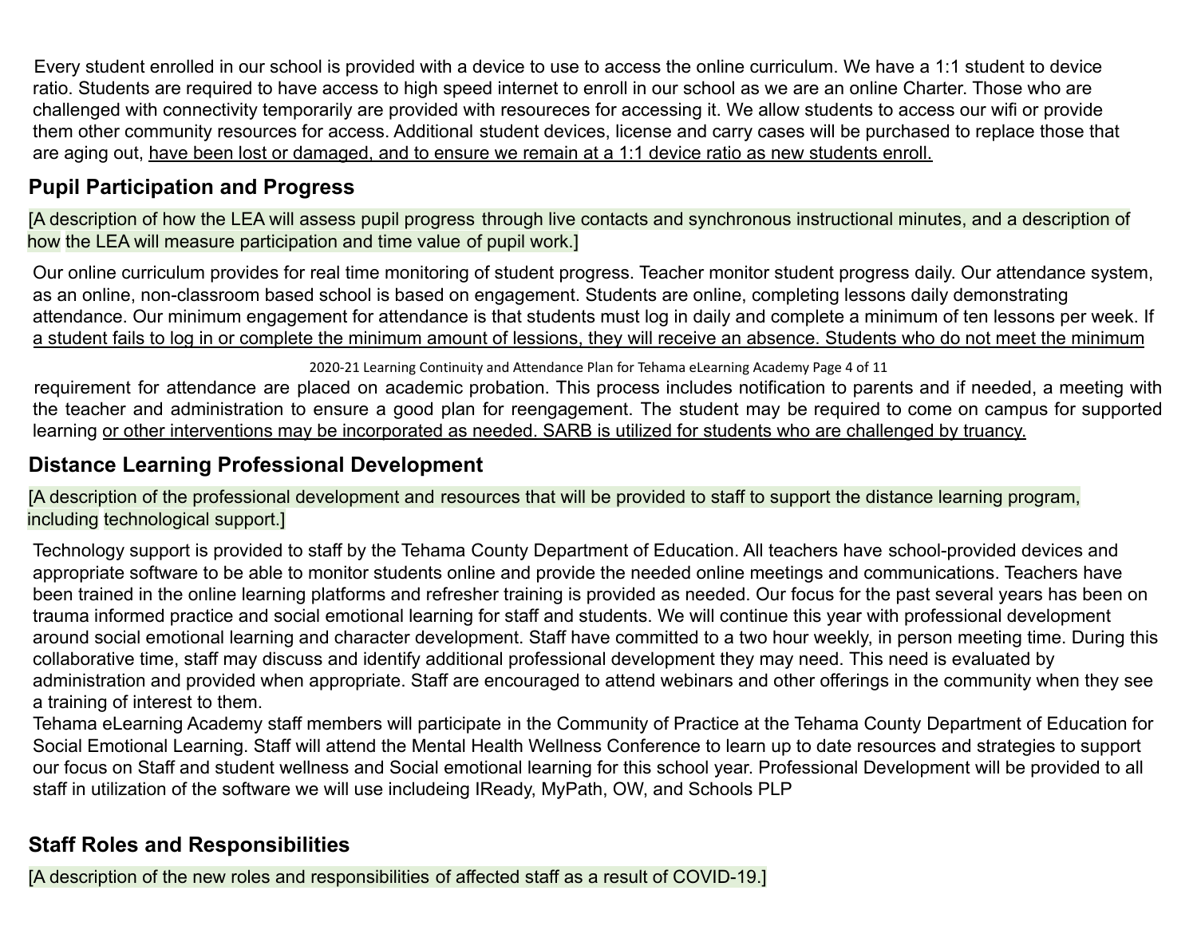Every student enrolled in our school is provided with a device to use to access the online curriculum. We have a 1:1 student to device ratio. Students are required to have access to high speed internet to enroll in our school as we are an online Charter. Those who are challenged with connectivity temporarily are provided with resoureces for accessing it. We allow students to access our wifi or provide them other community resources for access. Additional student devices, license and carry cases will be purchased to replace those that are aging out, have been lost or damaged, and to ensure we remain at a 1:1 device ratio as new students enroll.

## Pupil Participation and Progress

[A description of how the LEA will assess pupil progress through live contacts and synchronous instructional minutes, and a description of how the LEA will measure participation and time value of pupil work.]

Our online curriculum provides for real time monitoring of student progress. Teacher monitor student progress daily. Our attendance system, as an online, non-classroom based school is based on engagement. Students are online, completing lessons daily demonstrating attendance. Our minimum engagement for attendance is that students must log in daily and complete a minimum of ten lessons per week. If a student fails to log in or complete the minimum amount of lessions, they will receive an absence. Students who do not meet the minimum requirement for attendance are placed on academic probation. This process includes notification to parents and if needed, a meeting with the teacher and administration to ensure a good plan for reengagement. The student may be required to come on campus for supported learning or other interventions may be incorporated as needed. SARB is utilized for students who are challenged by truancy.

## Distance Learning Professional Development

[A description of the professional development and resources that will be provided to staff to support the distance learning program, including technological support.]

Technology support is provided to staff by the Tehama County Department of Education. All teachers have school-provided devices and appropriate software to be able to monitor students online and provide the needed online meetings and communications. Teachers have been trained in the online learning platforms and refresher training is provided as needed. Our focus for the past several years has been on trauma informed practice and social emotional learning for staff and students. We will continue this year with professional development around social emotional learning and character development. Staff have committed to a two hour weekly, in person meeting time. During this collaborative time, staff may discuss and identify additional professional development they may need. This need is evaluated by administration and provided when appropriate. Staff are encouraged to attend webinars and other offerings in the community when they see a training of interest to them.

Tehama eLearning Academy staff members will participate in the Community of Practice at the Tehama County Department of Education for Social Emotional Learning. Staff will attend the Mental Health Wellness Conference to learn up to date resources and strategies to support our focus on Staff and student wellness and Social emotional learning for this school year. Professional Development will be provided to all staff in utilization of the software we will use includeing IReady, MyPath, OW, and Schools PLP

## Staff Roles and Responsibilities

[A description of the new roles and responsibilities of affected staff as a result of COVID-19.]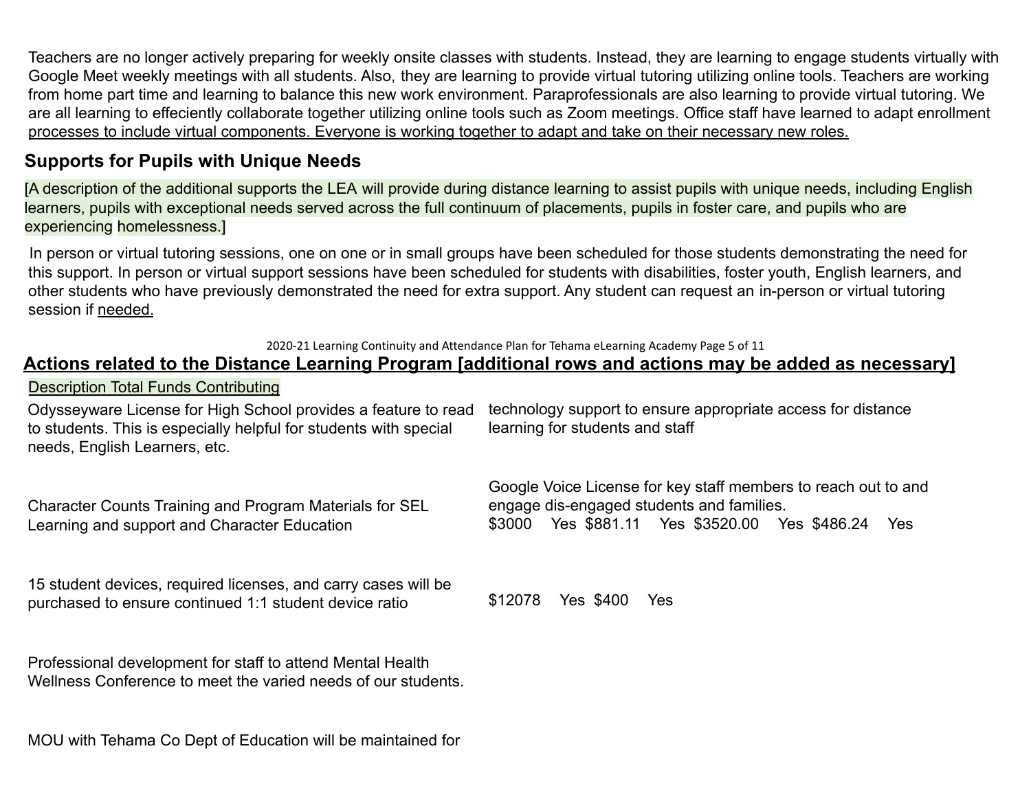Teachers are no longer actively preparing for weekly onsite classes with students. Instead, they are learning to engage students virtually with Google Meet weekly meetings with all students. Also, they are learning to provide virtual tutoring utilizing online tools. Teachers are working from home part time and learning to balance this new work environment. Paraprofessionals are also learning to provide virtual tutoring. We are all learning to effeciently collaborate together utilizing online tools such as Zoom meetings. Office staff have learned to adapt enrollment processes to include virtual components. Everyone is working together to adapt and take on their necessary new roles.

## Supports for Pupils with Unique Needs

[A description of the additional supports the LEA will provide during distance learning to assist pupils with unique needs, including English learners, pupils with exceptional needs served across the full continuum of placements, pupils in foster care, and pupils who are experiencing homelessness.]

In person or virtual tutoring sessions, one on one or in small groups have been scheduled for those students demonstrating the need for this support. In person or virtual support sessions have been scheduled for students with disabilities, foster youth, English learners, and other students who have previously demonstrated the need for extra support. Any student can request an in-person or virtual tutoring session if needed.

## Actions related to the Distance Learning Program [additional rows and actions may be added as necessary]

Description Total Funds Contributing

Odysseyware License for High School provides a feature to read to students. This is especially helpful for students with special needs, English Learners, etc.

Character Counts Training and Program Materials for SEL Learning and support and Character Education

15 student devices, required licenses, and carry cases will be purchased to ensure continued 1:1 student device ratio

Professional development for staff to attend Mental Health Wellness Conference to meet the varied needs of our students.

MOU with Tehama Co Dept of Education will be maintained for technology support to ensure appropriate access for distance learning for students and staff

Google Voice License for key staff members to reach out to and engage dis-engaged students and families.

$3000 Yes $881.11 Yes $3520.00 Yes $486.24 Yes

$12078 Yes $400 Yes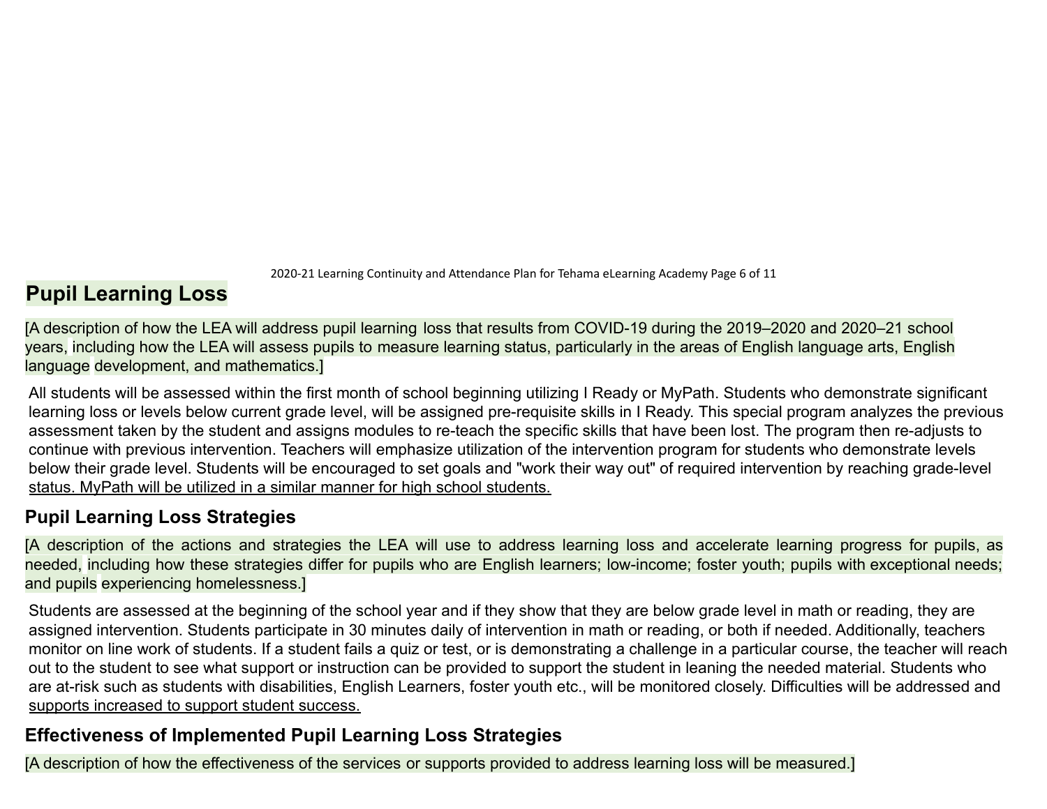## Pupil Learning Loss

[A description of how the LEA will address pupil learning loss that results from COVID-19 during the 2019–2020 and 2020–21 school years, including how the LEA will assess pupils to measure learning status, particularly in the areas of English language arts, English language development, and mathematics.]

All students will be assessed within the first month of school beginning utilizing I Ready or MyPath. Students who demonstrate significant learning loss or levels below current grade level, will be assigned pre-requisite skills in I Ready. This special program analyzes the previous assessment taken by the student and assigns modules to re-teach the specific skills that have been lost. The program then re-adjusts to continue with previous intervention. Teachers will emphasize utilization of the intervention program for students who demonstrate levels below their grade level. Students will be encouraged to set goals and "work their way out" of required intervention by reaching grade-level status. MyPath will be utilized in a similar manner for high school students.

### Pupil Learning Loss Strategies

[A description of the actions and strategies the LEA will use to address learning loss and accelerate learning progress for pupils, as needed, including how these strategies differ for pupils who are English learners; low-income; foster youth; pupils with exceptional needs; and pupils experiencing homelessness.]

Students are assessed at the beginning of the school year and if they show that they are below grade level in math or reading, they are assigned intervention. Students participate in 30 minutes daily of intervention in math or reading, or both if needed. Additionally, teachers monitor on line work of students. If a student fails a quiz or test, or is demonstrating a challenge in a particular course, the teacher will reach out to the student to see what support or instruction can be provided to support the student in leaning the needed material. Students who are at-risk such as students with disabilities, English Learners, foster youth etc., will be monitored closely. Difficulties will be addressed and supports increased to support student success.

### Effectiveness of Implemented Pupil Learning Loss Strategies

[A description of how the effectiveness of the services or supports provided to address learning loss will be measured.]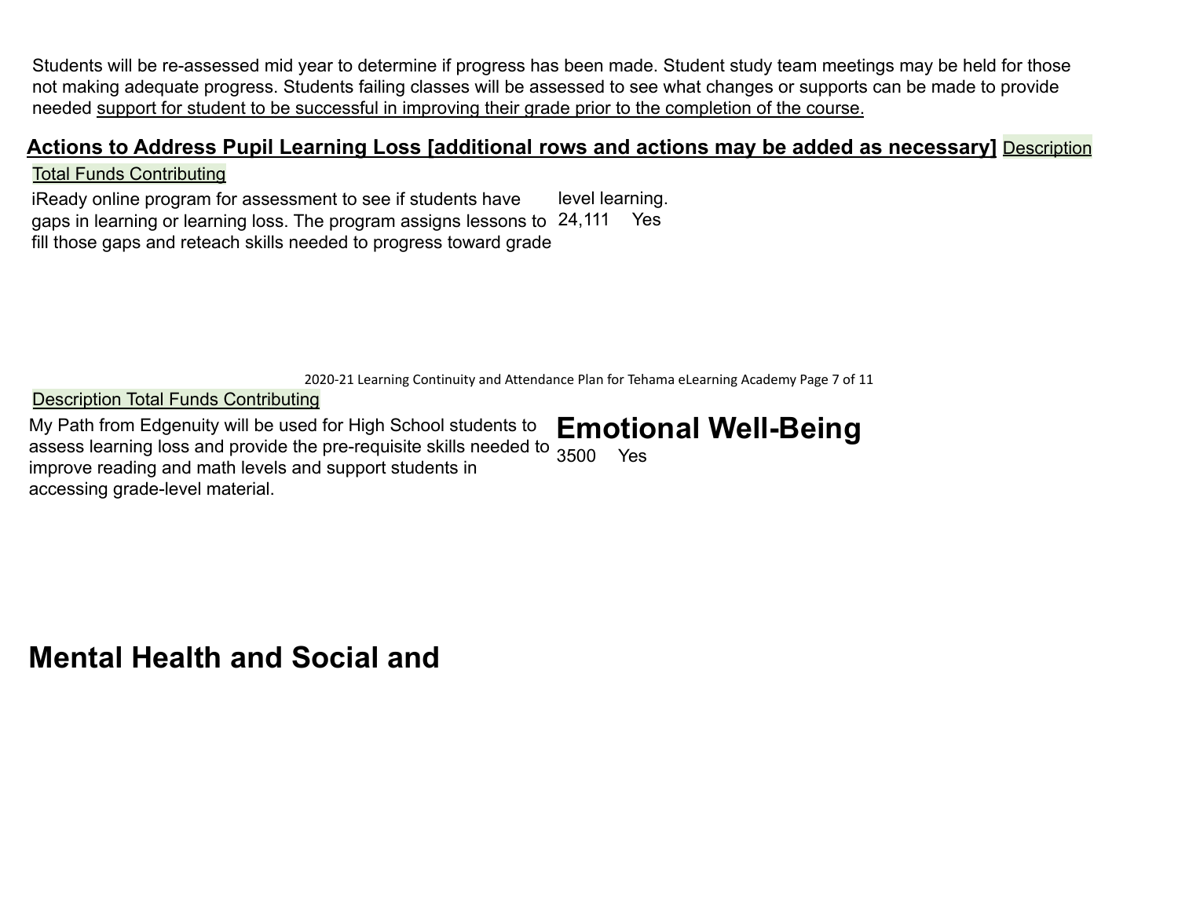Students will be re-assessed mid year to determine if progress has been made. Student study team meetings may be held for those not making adequate progress. Students failing classes will be assessed to see what changes or supports can be made to provide needed support for student to be successful in improving their grade prior to the completion of the course.

## Actions to Address Pupil Learning Loss [additional rows and actions may be added as necessary]

| Description | Total Funds | Contributing |
| --- | --- | --- |
| iReady online program for assessment to see if students have gaps in learning or learning loss. The program assigns lessons to fill those gaps and reteach skills needed to progress toward grade level learning. | 24,111 | Yes |
| My Path from Edgenuity will be used for High School students to assess learning loss and provide the pre-requisite skills needed to improve reading and math levels and support students in accessing grade-level material. | 3500 | Yes |

## Mental Health and Social and Emotional Well-Being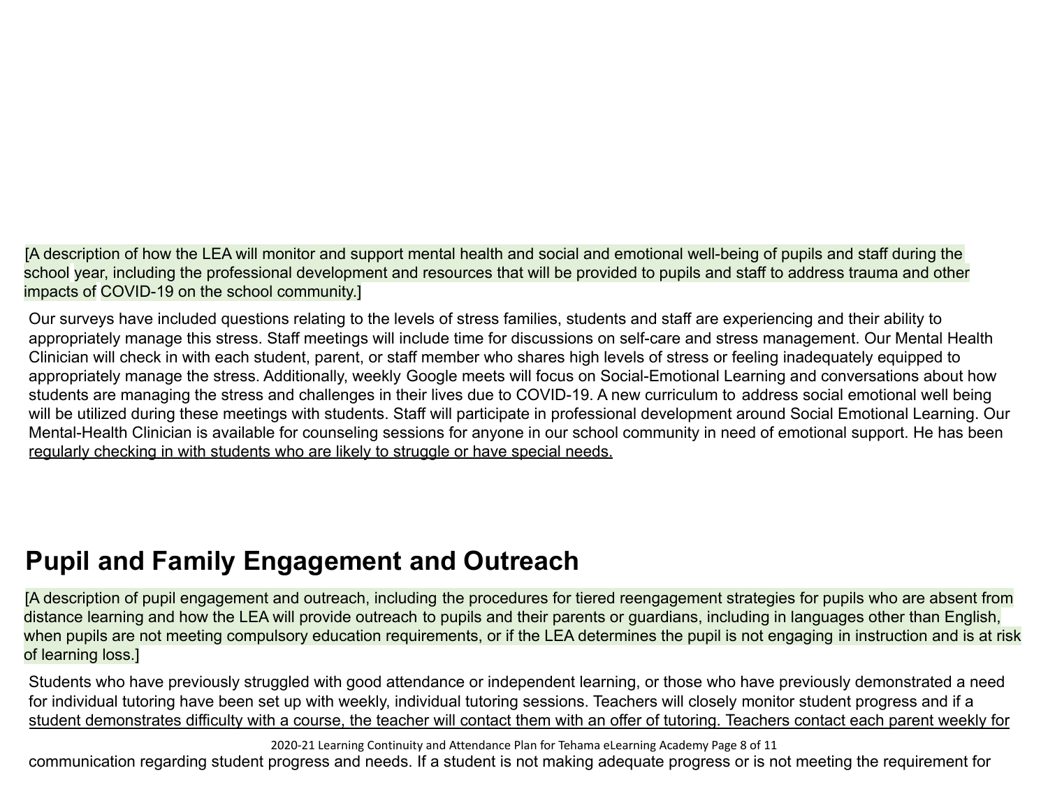[A description of how the LEA will monitor and support mental health and social and emotional well-being of pupils and staff during the school year, including the professional development and resources that will be provided to pupils and staff to address trauma and other impacts of COVID-19 on the school community.]

Our surveys have included questions relating to the levels of stress families, students and staff are experiencing and their ability to appropriately manage this stress. Staff meetings will include time for discussions on self-care and stress management. Our Mental Health Clinician will check in with each student, parent, or staff member who shares high levels of stress or feeling inadequately equipped to appropriately manage the stress. Additionally, weekly Google meets will focus on Social-Emotional Learning and conversations about how students are managing the stress and challenges in their lives due to COVID-19. A new curriculum to address social emotional well being will be utilized during these meetings with students. Staff will participate in professional development around Social Emotional Learning. Our Mental-Health Clinician is available for counseling sessions for anyone in our school community in need of emotional support. He has been regularly checking in with students who are likely to struggle or have special needs.

# Pupil and Family Engagement and Outreach

[A description of pupil engagement and outreach, including the procedures for tiered reengagement strategies for pupils who are absent from distance learning and how the LEA will provide outreach to pupils and their parents or guardians, including in languages other than English, when pupils are not meeting compulsory education requirements, or if the LEA determines the pupil is not engaging in instruction and is at risk of learning loss.]

Students who have previously struggled with good attendance or independent learning, or those who have previously demonstrated a need for individual tutoring have been set up with weekly, individual tutoring sessions. Teachers will closely monitor student progress and if a student demonstrates difficulty with a course, the teacher will contact them with an offer of tutoring. Teachers contact each parent weekly for communication regarding student progress and needs. If a student is not making adequate progress or is not meeting the requirement for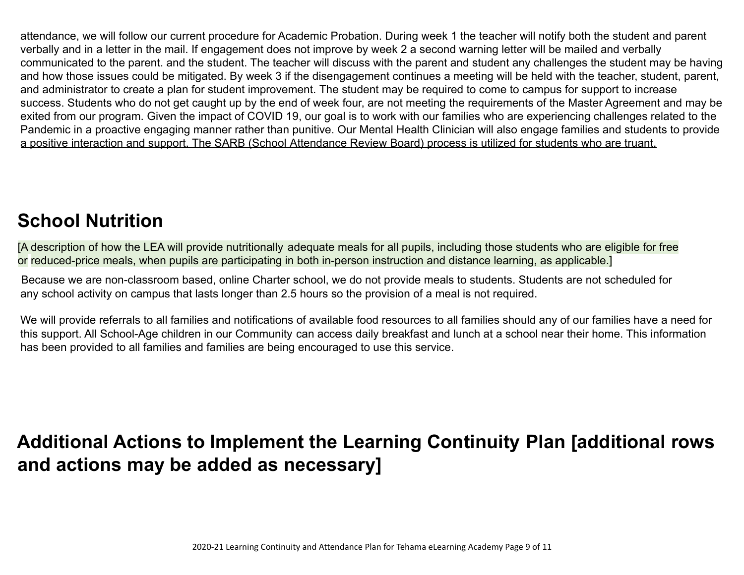attendance, we will follow our current procedure for Academic Probation. During week 1 the teacher will notify both the student and parent verbally and in a letter in the mail. If engagement does not improve by week 2 a second warning letter will be mailed and verbally communicated to the parent. and the student. The teacher will discuss with the parent and student any challenges the student may be having and how those issues could be mitigated. By week 3 if the disengagement continues a meeting will be held with the teacher, student, parent, and administrator to create a plan for student improvement. The student may be required to come to campus for support to increase success. Students who do not get caught up by the end of week four, are not meeting the requirements of the Master Agreement and may be exited from our program. Given the impact of COVID 19, our goal is to work with our families who are experiencing challenges related to the Pandemic in a proactive engaging manner rather than punitive. Our Mental Health Clinician will also engage families and students to provide a positive interaction and support. The SARB (School Attendance Review Board) process is utilized for students who are truant.

## School Nutrition

[A description of how the LEA will provide nutritionally adequate meals for all pupils, including those students who are eligible for free or reduced-price meals, when pupils are participating in both in-person instruction and distance learning, as applicable.]

Because we are non-classroom based, online Charter school, we do not provide meals to students. Students are not scheduled for any school activity on campus that lasts longer than 2.5 hours so the provision of a meal is not required.

We will provide referrals to all families and notifications of available food resources to all families should any of our families have a need for this support. All School-Age children in our Community can access daily breakfast and lunch at a school near their home. This information has been provided to all families and families are being encouraged to use this service.

## Additional Actions to Implement the Learning Continuity Plan [additional rows and actions may be added as necessary]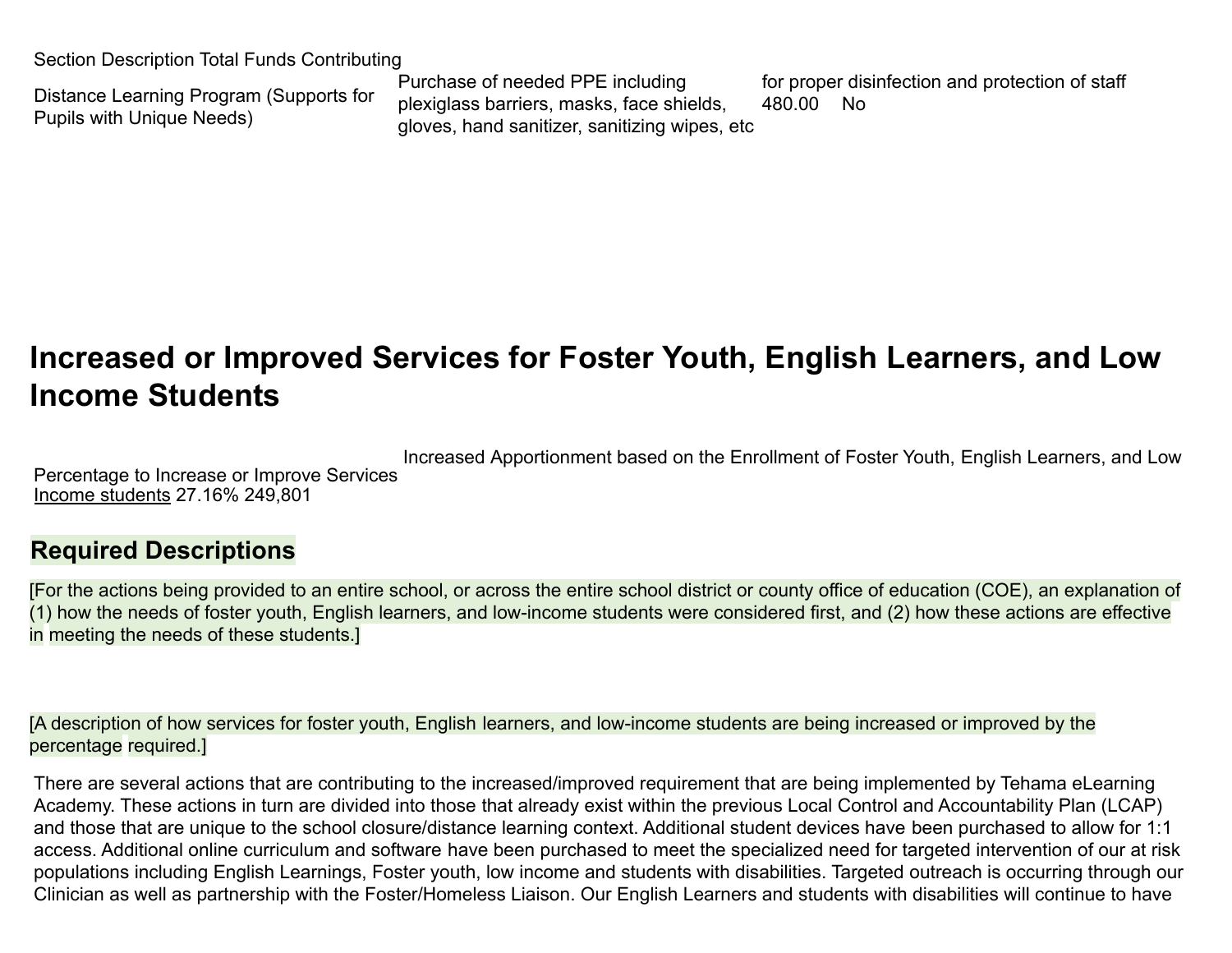| Section | Description | | Total Funds | Contributing |
|---|---|---|---|---|
| Distance Learning Program (Supports for Pupils with Unique Needs) | Purchase of needed PPE including plexiglass barriers, masks, face shields, gloves, hand sanitizer, sanitizing wipes, etc | for proper disinfection and protection of staff | 480.00 | No |

# Increased or Improved Services for Foster Youth, English Learners, and Low Income Students

| Percentage to Increase or Improve Services | Increased Apportionment based on the Enrollment of Foster Youth, English Learners, and Low Income students |
|---|---|
| 27.16% | 249,801 |

## Required Descriptions

[For the actions being provided to an entire school, or across the entire school district or county office of education (COE), an explanation of (1) how the needs of foster youth, English learners, and low-income students were considered first, and (2) how these actions are effective in meeting the needs of these students.]

[A description of how services for foster youth, English learners, and low-income students are being increased or improved by the percentage required.]

There are several actions that are contributing to the increased/improved requirement that are being implemented by Tehama eLearning Academy. These actions in turn are divided into those that already exist within the previous Local Control and Accountability Plan (LCAP) and those that are unique to the school closure/distance learning context. Additional student devices have been purchased to allow for 1:1 access. Additional online curriculum and software have been purchased to meet the specialized need for targeted intervention of our at risk populations including English Learnings, Foster youth, low income and students with disabilities. Targeted outreach is occurring through our Clinician as well as partnership with the Foster/Homeless Liaison. Our English Learners and students with disabilities will continue to have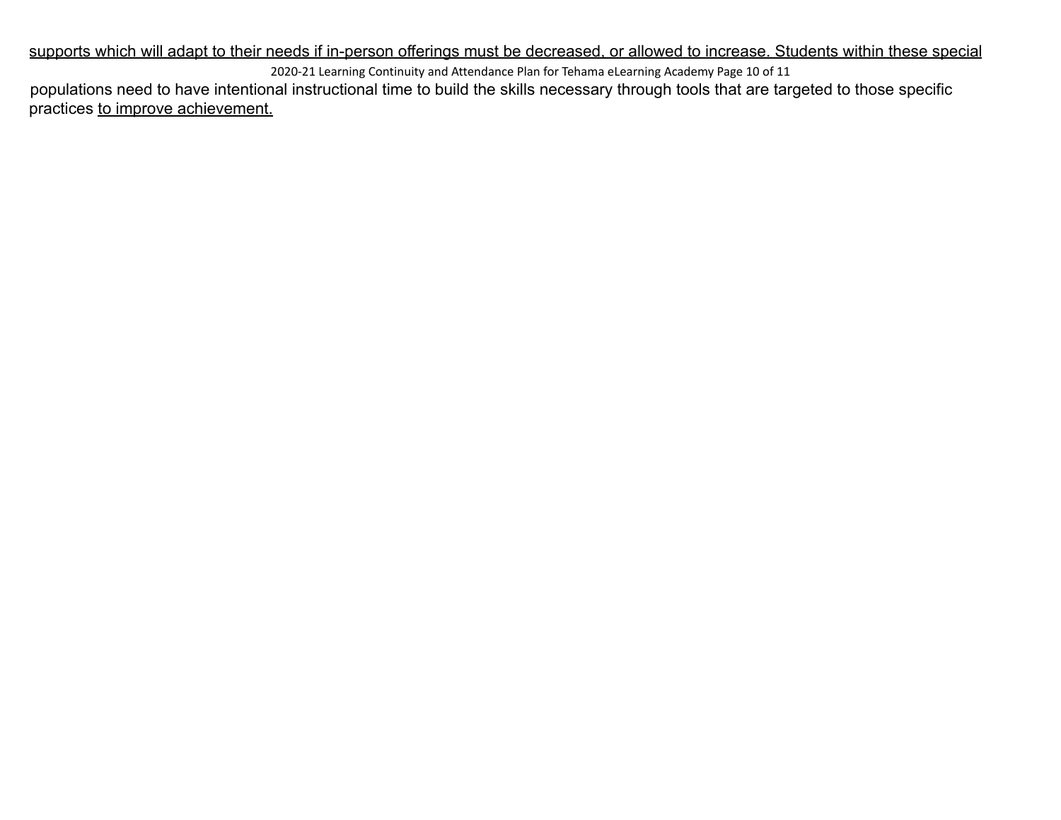<u>supports which will adapt to their needs if in-person offerings must be decreased, or allowed to increase. Students within these special</u> populations need to have intentional instructional time to build the skills necessary through tools that are targeted to those specific practices <u>to improve achievement.</u>